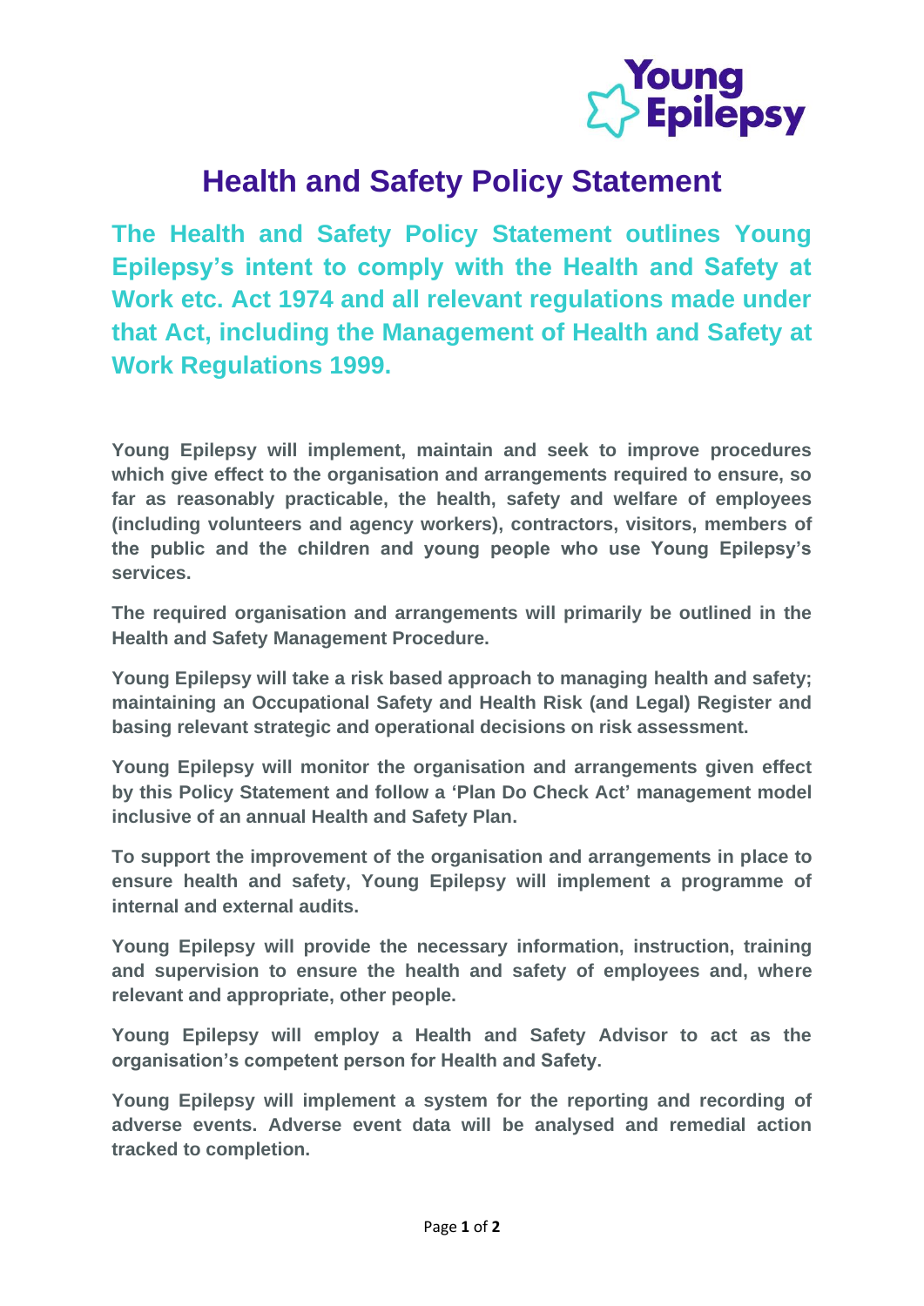# Health and Safety Policy Statement

**The Health and Safety Policy Statement outlines Young Epilepsy's intent to comply with the Health and Safety at Work etc. Act 1974 and all relevant regulations made under that Act, including the Management of Health and Safety at Work Regulations 1999.**

**Young Epilepsy will implement, maintain and seek to improve procedures which give effect to the organisation and arrangements required to ensure, so far as reasonably practicable, the health, safety and welfare of employees (including volunteers and agency workers), contractors, visitors, members of the public and the children and young people who use Young Epilepsy's services.**

**The required organisation and arrangements will primarily be outlined in the Health and Safety Management Procedure.**

**Young Epilepsy will take a risk based approach to managing health and safety; maintaining an Occupational Safety and Health Risk (and Legal) Register and basing relevant strategic and operational decisions on risk assessment.**

**Young Epilepsy will monitor the organisation and arrangements given effect by this Policy Statement and follow a 'Plan Do Check Act' management model inclusive of an annual Health and Safety Plan.**

**To support the improvement of the organisation and arrangements in place to ensure health and safety, Young Epilepsy will implement a programme of internal and external audits.**

**Young Epilepsy will provide the necessary information, instruction, training and supervision to ensure the health and safety of employees and, where relevant and appropriate, other people.**

**Young Epilepsy will employ a Health and Safety Advisor to act as the organisation's competent person for Health and Safety.**

**Young Epilepsy will implement a system for the reporting and recording of adverse events. Adverse event data will be analysed and remedial action tracked to completion.**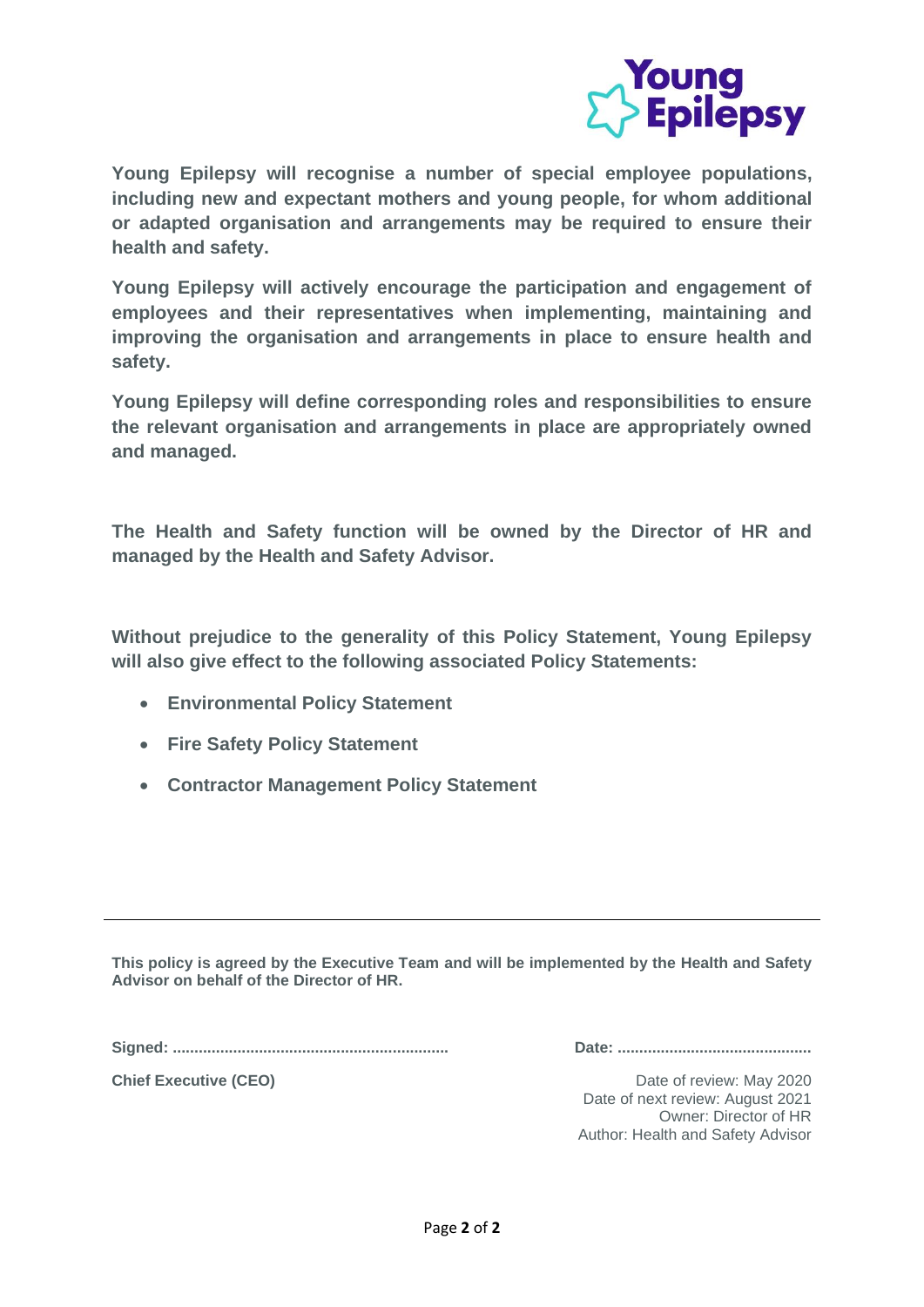**Young Epilepsy will recognise a number of special employee populations, including new and expectant mothers and young people, for whom additional or adapted organisation and arrangements may be required to ensure their health and safety.**

**Young Epilepsy will actively encourage the participation and engagement of employees and their representatives when implementing, maintaining and improving the organisation and arrangements in place to ensure health and safety.**

**Young Epilepsy will define corresponding roles and responsibilities to ensure the relevant organisation and arrangements in place are appropriately owned and managed.**

**The Health and Safety function will be owned by the Director of HR and managed by the Health and Safety Advisor.**

**Without prejudice to the generality of this Policy Statement, Young Epilepsy will also give effect to the following associated Policy Statements:**

- **Environmental Policy Statement**
- **Fire Safety Policy Statement**
- **Contractor Management Policy Statement**

---

**This policy is agreed by the Executive Team and will be implemented by the Health and Safety Advisor on behalf of the Director of HR.**

**Signed: ...............................................................** **Date: ............................................**

**Chief Executive (CEO)**

Date of review: May 2020
Date of next review: August 2021
Owner: Director of HR
Author: Health and Safety Advisor